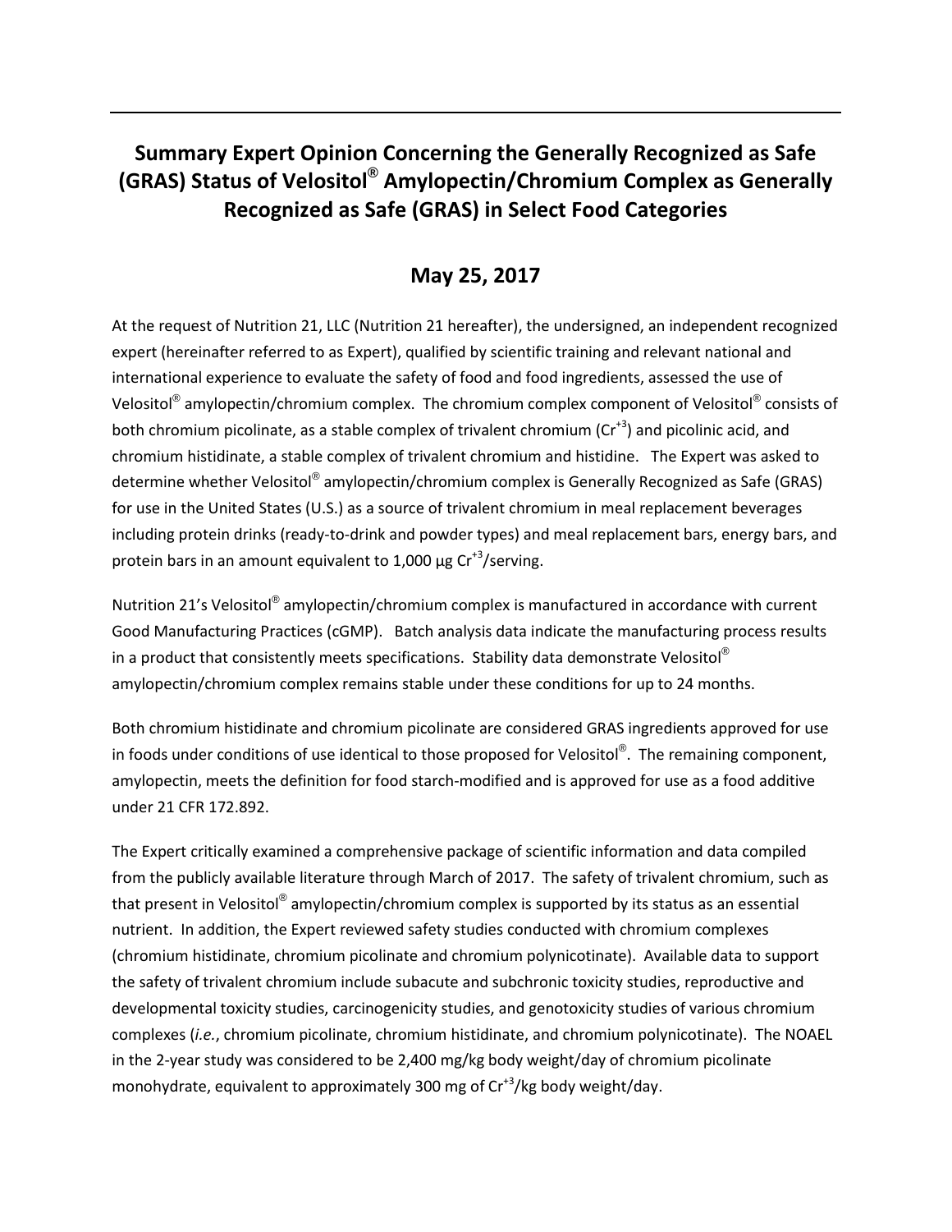# Summary Expert Opinion Concerning the Generally Recognized as Safe (GRAS) Status of Velositol® Amylopectin/Chromium Complex as Generally Recognized as Safe (GRAS) in Select Food Categories

## May 25, 2017

At the request of Nutrition 21, LLC (Nutrition 21 hereafter), the undersigned, an independent recognized expert (hereinafter referred to as Expert), qualified by scientific training and relevant national and international experience to evaluate the safety of food and food ingredients, assessed the use of Velositol® amylopectin/chromium complex. The chromium complex component of Velositol® consists of both chromium picolinate, as a stable complex of trivalent chromium ($Cr^{+3}$) and picolinic acid, and chromium histidinate, a stable complex of trivalent chromium and histidine. The Expert was asked to determine whether Velositol® amylopectin/chromium complex is Generally Recognized as Safe (GRAS) for use in the United States (U.S.) as a source of trivalent chromium in meal replacement beverages including protein drinks (ready-to-drink and powder types) and meal replacement bars, energy bars, and protein bars in an amount equivalent to 1,000 µg $Cr^{+3}$/serving.

Nutrition 21's Velositol® amylopectin/chromium complex is manufactured in accordance with current Good Manufacturing Practices (cGMP). Batch analysis data indicate the manufacturing process results in a product that consistently meets specifications. Stability data demonstrate Velositol® amylopectin/chromium complex remains stable under these conditions for up to 24 months.

Both chromium histidinate and chromium picolinate are considered GRAS ingredients approved for use in foods under conditions of use identical to those proposed for Velositol®. The remaining component, amylopectin, meets the definition for food starch-modified and is approved for use as a food additive under 21 CFR 172.892.

The Expert critically examined a comprehensive package of scientific information and data compiled from the publicly available literature through March of 2017. The safety of trivalent chromium, such as that present in Velositol® amylopectin/chromium complex is supported by its status as an essential nutrient. In addition, the Expert reviewed safety studies conducted with chromium complexes (chromium histidinate, chromium picolinate and chromium polynicotinate). Available data to support the safety of trivalent chromium include subacute and subchronic toxicity studies, reproductive and developmental toxicity studies, carcinogenicity studies, and genotoxicity studies of various chromium complexes (*i.e.*, chromium picolinate, chromium histidinate, and chromium polynicotinate). The NOAEL in the 2-year study was considered to be 2,400 mg/kg body weight/day of chromium picolinate monohydrate, equivalent to approximately 300 mg of $Cr^{+3}$/kg body weight/day.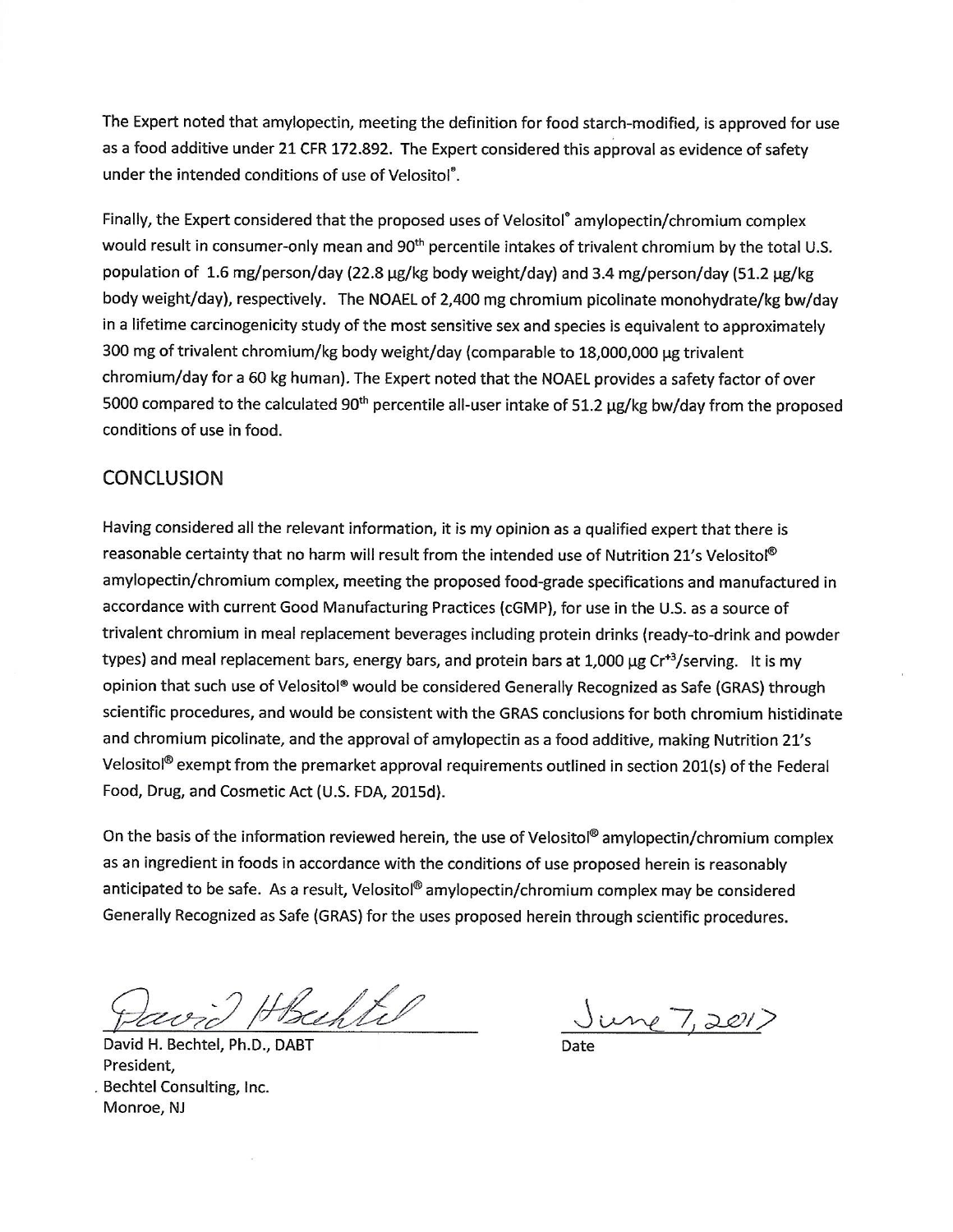The Expert noted that amylopectin, meeting the definition for food starch-modified, is approved for use as a food additive under 21 CFR 172.892. The Expert considered this approval as evidence of safety under the intended conditions of use of Velositol®.

Finally, the Expert considered that the proposed uses of Velositol® amylopectin/chromium complex would result in consumer-only mean and 90th percentile intakes of trivalent chromium by the total U.S. population of 1.6 mg/person/day (22.8 µg/kg body weight/day) and 3.4 mg/person/day (51.2 µg/kg body weight/day), respectively. The NOAEL of 2,400 mg chromium picolinate monohydrate/kg bw/day in a lifetime carcinogenicity study of the most sensitive sex and species is equivalent to approximately 300 mg of trivalent chromium/kg body weight/day (comparable to 18,000,000 µg trivalent chromium/day for a 60 kg human). The Expert noted that the NOAEL provides a safety factor of over 5000 compared to the calculated 90th percentile all-user intake of 51.2 µg/kg bw/day from the proposed conditions of use in food.

## CONCLUSION

Having considered all the relevant information, it is my opinion as a qualified expert that there is reasonable certainty that no harm will result from the intended use of Nutrition 21's Velositol® amylopectin/chromium complex, meeting the proposed food-grade specifications and manufactured in accordance with current Good Manufacturing Practices (cGMP), for use in the U.S. as a source of trivalent chromium in meal replacement beverages including protein drinks (ready-to-drink and powder types) and meal replacement bars, energy bars, and protein bars at 1,000 µg $Cr^{+3}$/serving. It is my opinion that such use of Velositol® would be considered Generally Recognized as Safe (GRAS) through scientific procedures, and would be consistent with the GRAS conclusions for both chromium histidinate and chromium picolinate, and the approval of amylopectin as a food additive, making Nutrition 21's Velositol® exempt from the premarket approval requirements outlined in section 201(s) of the Federal Food, Drug, and Cosmetic Act (U.S. FDA, 2015d).

On the basis of the information reviewed herein, the use of Velositol® amylopectin/chromium complex as an ingredient in foods in accordance with the conditions of use proposed herein is reasonably anticipated to be safe. As a result, Velositol® amylopectin/chromium complex may be considered Generally Recognized as Safe (GRAS) for the uses proposed herein through scientific procedures.

David H. Bechtel
David H. Bechtel, Ph.D., DABT
President,
Bechtel Consulting, Inc.
Monroe, NJ

June 7, 2017
Date